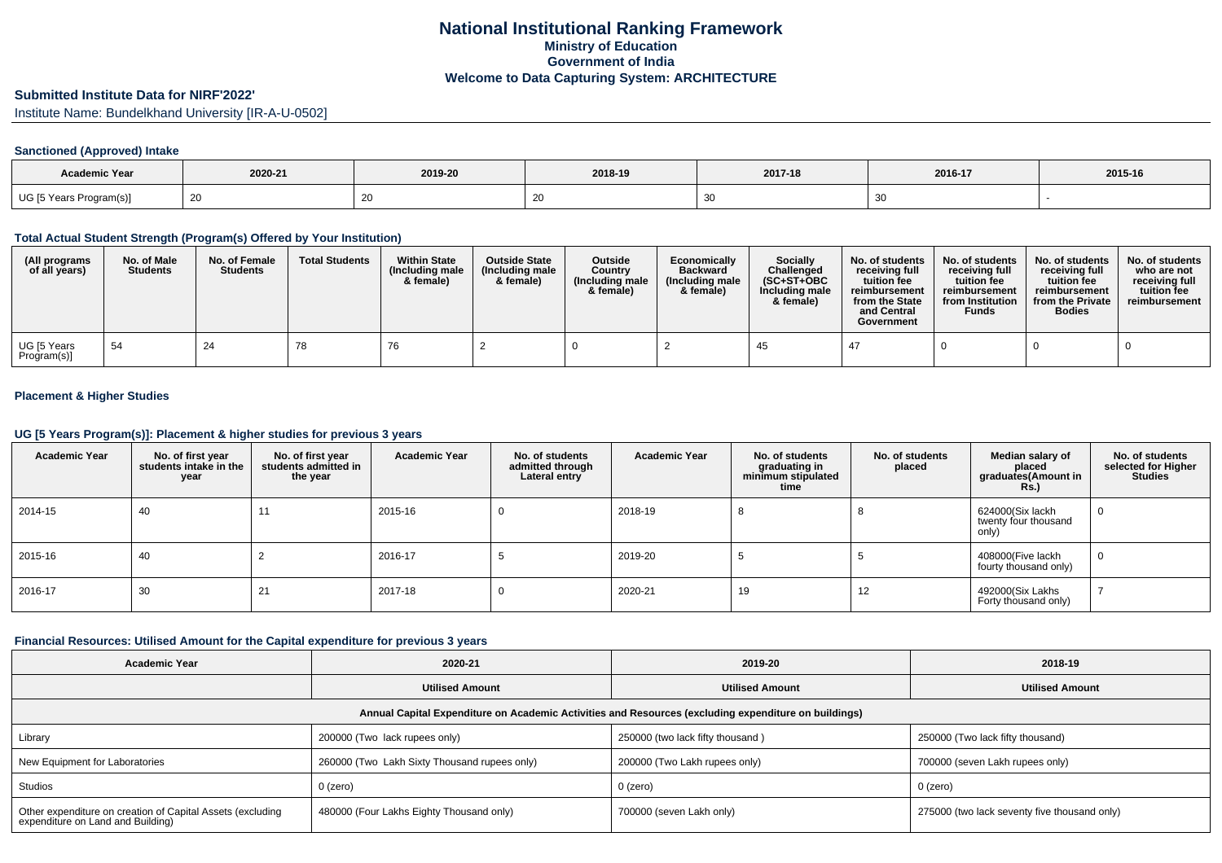# National Institutional Ranking Framework

## Ministry of Education

## Government of India

## Welcome to Data Capturing System: ARCHITECTURE

### Submitted Institute Data for NIRF'2022'

Institute Name: Bundelkhand University [IR-A-U-0502]

#### Sanctioned (Approved) Intake

| Academic Year | 2020-21 | 2019-20 | 2018-19 | 2017-18 | 2016-17 | 2015-16 |
|---|---|---|---|---|---|---|
| UG [5 Years Program(s)] | 20 | 20 | 20 | 30 | 30 | - |

#### Total Actual Student Strength (Program(s) Offered by Your Institution)

| (All programs of all years) | No. of Male Students | No. of Female Students | Total Students | Within State (Including male & female) | Outside State (Including male & female) | Outside Country (Including male & female) | Economically Backward (Including male & female) | Socially Challenged (SC+ST+OBC Including male & female) | No. of students receiving full tuition fee reimbursement from the State and Central Government | No. of students receiving full tuition fee reimbursement from Institution Funds | No. of students receiving full tuition fee reimbursement from the Private Bodies | No. of students who are not receiving full tuition fee reimbursement |
|---|---|---|---|---|---|---|---|---|---|---|---|---|
| UG [5 Years Program(s)] | 54 | 24 | 78 | 76 | 2 | 0 | 2 | 45 | 47 | 0 | 0 | 0 |

#### Placement & Higher Studies

#### UG [5 Years Program(s)]: Placement & higher studies for previous 3 years

| Academic Year | No. of first year students intake in the year | No. of first year students admitted in the year | Academic Year | No. of students admitted through Lateral entry | Academic Year | No. of students graduating in minimum stipulated time | No. of students placed | Median salary of placed graduates(Amount in Rs.) | No. of students selected for Higher Studies |
|---|---|---|---|---|---|---|---|---|---|
| 2014-15 | 40 | 11 | 2015-16 | 0 | 2018-19 | 8 | 8 | 624000(Six lackh twenty four thousand only) | 0 |
| 2015-16 | 40 | 2 | 2016-17 | 5 | 2019-20 | 5 | 5 | 408000(Five lackh fourty thousand only) | 0 |
| 2016-17 | 30 | 21 | 2017-18 | 0 | 2020-21 | 19 | 12 | 492000(Six Lakhs Forty thousand only) | 7 |

#### Financial Resources: Utilised Amount for the Capital expenditure for previous 3 years

| Academic Year | 2020-21 | 2019-20 | 2018-19 |
|---|---|---|---|
| | Utilised Amount | Utilised Amount | Utilised Amount |
| Annual Capital Expenditure on Academic Activities and Resources (excluding expenditure on buildings) | | | |
| Library | 200000 (Two lack rupees only) | 250000 (two lack fifty thousand ) | 250000 (Two lack fifty thousand) |
| New Equipment for Laboratories | 260000 (Two Lakh Sixty Thousand rupees only) | 200000 (Two Lakh rupees only) | 700000 (seven Lakh rupees only) |
| Studios | 0 (zero) | 0 (zero) | 0 (zero) |
| Other expenditure on creation of Capital Assets (excluding expenditure on Land and Building) | 480000 (Four Lakhs Eighty Thousand only) | 700000 (seven Lakh only) | 275000 (two lack seventy five thousand only) |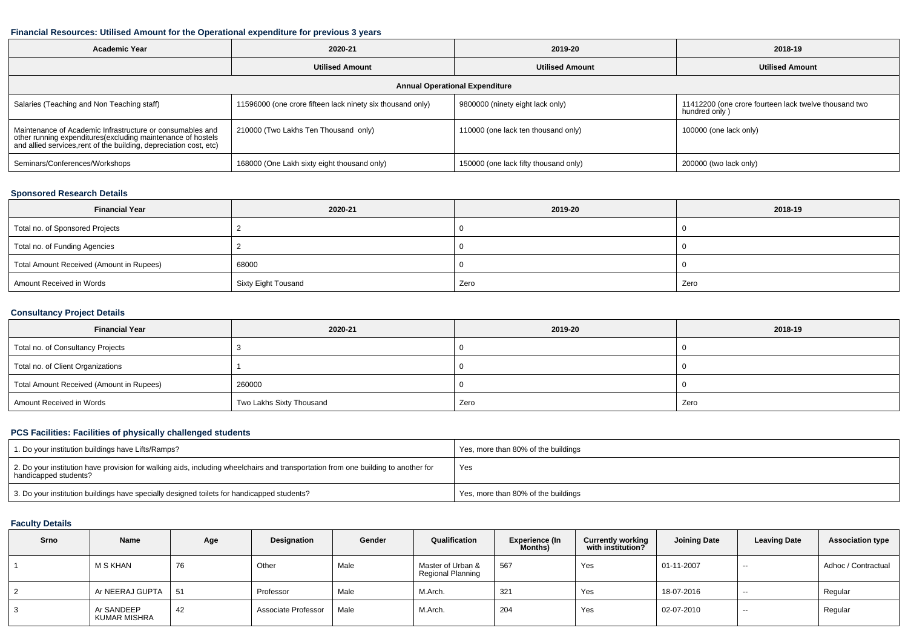### Financial Resources: Utilised Amount for the Operational expenditure for previous 3 years

| Academic Year | 2020-21 | 2019-20 | 2018-19 |
|---|---|---|---|
| | Utilised Amount | Utilised Amount | Utilised Amount |
| **Annual Operational Expenditure** | | | |
| Salaries (Teaching and Non Teaching staff) | 11596000 (one crore fifteen lack ninety six thousand only) | 9800000 (ninety eight lack only) | 11412200 (one crore fourteen lack twelve thousand two hundred only ) |
| Maintenance of Academic Infrastructure or consumables and other running expenditures(excluding maintenance of hostels and allied services,rent of the building, depreciation cost, etc) | 210000 (Two Lakhs Ten Thousand only) | 110000 (one lack ten thousand only) | 100000 (one lack only) |
| Seminars/Conferences/Workshops | 168000 (One Lakh sixty eight thousand only) | 150000 (one lack fifty thousand only) | 200000 (two lack only) |

### Sponsored Research Details

| Financial Year | 2020-21 | 2019-20 | 2018-19 |
|---|---|---|---|
| Total no. of Sponsored Projects | 2 | 0 | 0 |
| Total no. of Funding Agencies | 2 | 0 | 0 |
| Total Amount Received (Amount in Rupees) | 68000 | 0 | 0 |
| Amount Received in Words | Sixty Eight Tousand | Zero | Zero |

### Consultancy Project Details

| Financial Year | 2020-21 | 2019-20 | 2018-19 |
|---|---|---|---|
| Total no. of Consultancy Projects | 3 | 0 | 0 |
| Total no. of Client Organizations | 1 | 0 | 0 |
| Total Amount Received (Amount in Rupees) | 260000 | 0 | 0 |
| Amount Received in Words | Two Lakhs Sixty Thousand | Zero | Zero |

### PCS Facilities: Facilities of physically challenged students

| | |
|---|---|
| 1. Do your institution buildings have Lifts/Ramps? | Yes, more than 80% of the buildings |
| 2. Do your institution have provision for walking aids, including wheelchairs and transportation from one building to another for handicapped students? | Yes |
| 3. Do your institution buildings have specially designed toilets for handicapped students? | Yes, more than 80% of the buildings |

### Faculty Details

| Srno | Name | Age | Designation | Gender | Qualification | Experience (In Months) | Currently working with institution? | Joining Date | Leaving Date | Association type |
|---|---|---|---|---|---|---|---|---|---|---|
| 1 | M S KHAN | 76 | Other | Male | Master of Urban & Regional Planning | 567 | Yes | 01-11-2007 | -- | Adhoc / Contractual |
| 2 | Ar NEERAJ GUPTA | 51 | Professor | Male | M.Arch. | 321 | Yes | 18-07-2016 | -- | Regular |
| 3 | Ar SANDEEP KUMAR MISHRA | 42 | Associate Professor | Male | M.Arch. | 204 | Yes | 02-07-2010 | -- | Regular |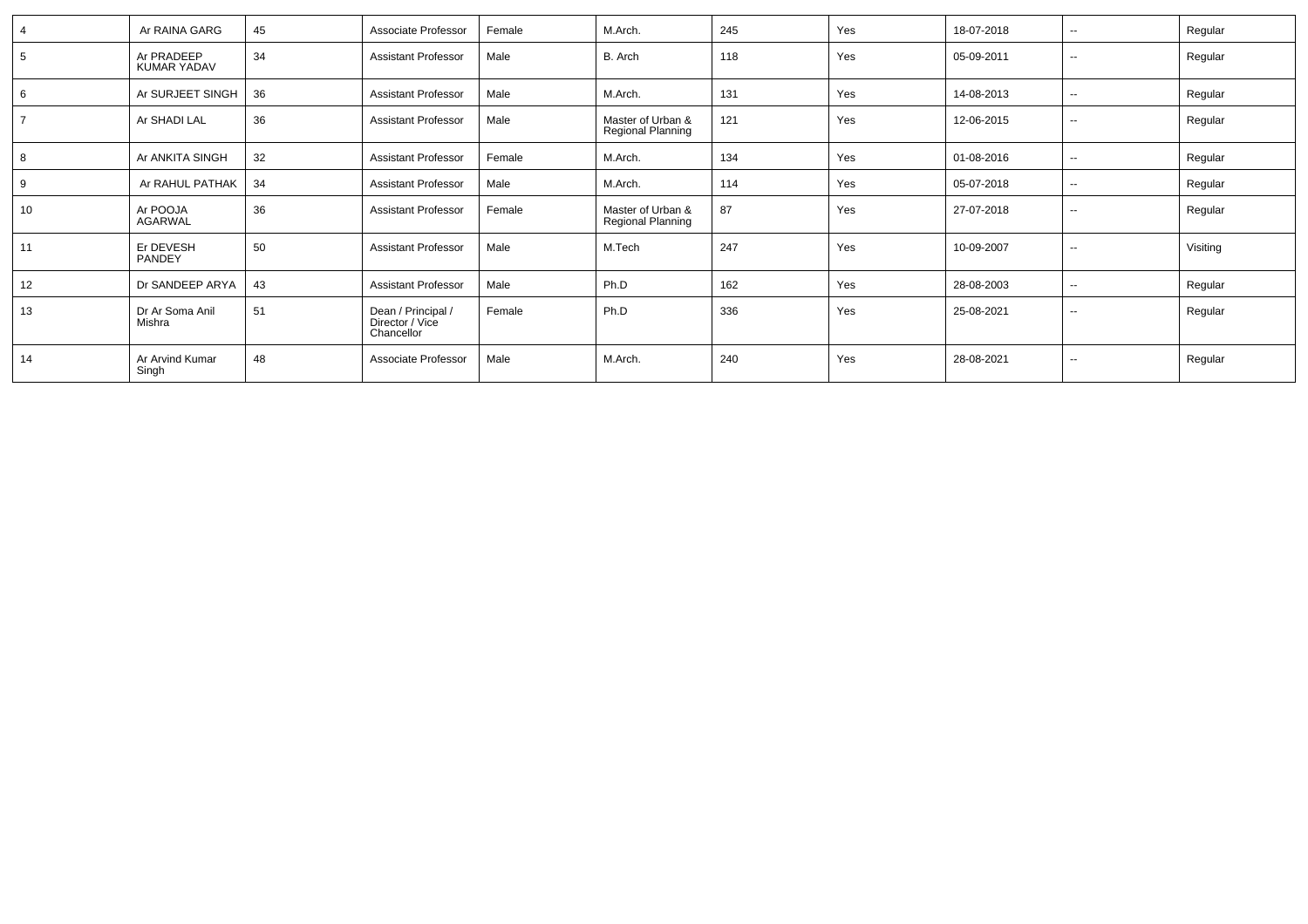| | | | | | | | | | | |
|---|---|---|---|---|---|---|---|---|---|---|
| 4 | Ar RAINA GARG | 45 | Associate Professor | Female | M.Arch. | 245 | Yes | 18-07-2018 | -- | Regular |
| 5 | Ar PRADEEP KUMAR YADAV | 34 | Assistant Professor | Male | B. Arch | 118 | Yes | 05-09-2011 | -- | Regular |
| 6 | Ar SURJEET SINGH | 36 | Assistant Professor | Male | M.Arch. | 131 | Yes | 14-08-2013 | -- | Regular |
| 7 | Ar SHADI LAL | 36 | Assistant Professor | Male | Master of Urban & Regional Planning | 121 | Yes | 12-06-2015 | -- | Regular |
| 8 | Ar ANKITA SINGH | 32 | Assistant Professor | Female | M.Arch. | 134 | Yes | 01-08-2016 | -- | Regular |
| 9 | Ar RAHUL PATHAK | 34 | Assistant Professor | Male | M.Arch. | 114 | Yes | 05-07-2018 | -- | Regular |
| 10 | Ar POOJA AGARWAL | 36 | Assistant Professor | Female | Master of Urban & Regional Planning | 87 | Yes | 27-07-2018 | -- | Regular |
| 11 | Er DEVESH PANDEY | 50 | Assistant Professor | Male | M.Tech | 247 | Yes | 10-09-2007 | -- | Visiting |
| 12 | Dr SANDEEP ARYA | 43 | Assistant Professor | Male | Ph.D | 162 | Yes | 28-08-2003 | -- | Regular |
| 13 | Dr Ar Soma Anil Mishra | 51 | Dean / Principal / Director / Vice Chancellor | Female | Ph.D | 336 | Yes | 25-08-2021 | -- | Regular |
| 14 | Ar Arvind Kumar Singh | 48 | Associate Professor | Male | M.Arch. | 240 | Yes | 28-08-2021 | -- | Regular |